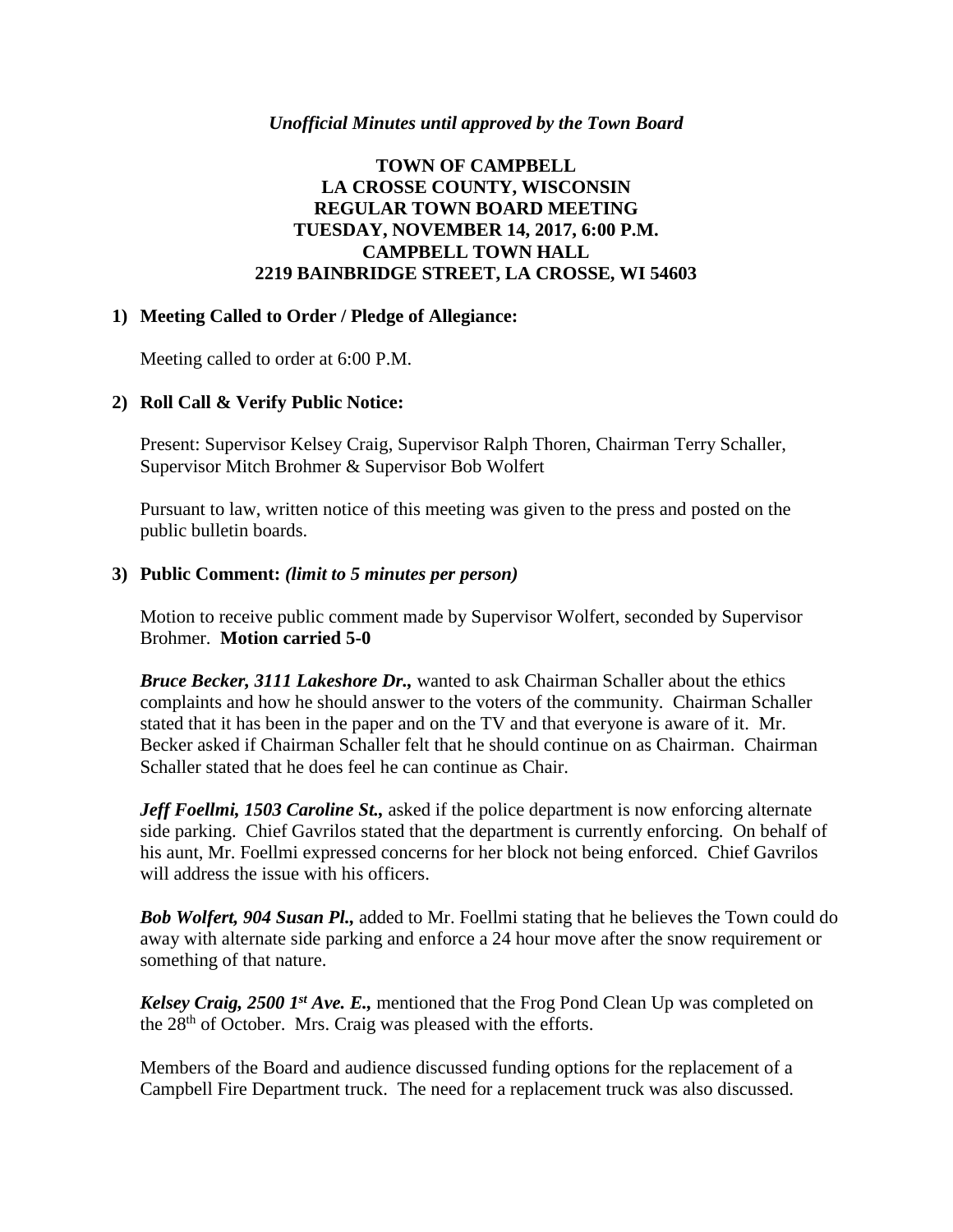*Unofficial Minutes until approved by the Town Board*

# TOWN OF CAMPBELL
# LA CROSSE COUNTY, WISCONSIN
# REGULAR TOWN BOARD MEETING
# TUESDAY, NOVEMBER 14, 2017, 6:00 P.M.
# CAMPBELL TOWN HALL
# 2219 BAINBRIDGE STREET, LA CROSSE, WI 54603

## 1) Meeting Called to Order / Pledge of Allegiance:

Meeting called to order at 6:00 P.M.

## 2) Roll Call & Verify Public Notice:

Present: Supervisor Kelsey Craig, Supervisor Ralph Thoren, Chairman Terry Schaller, Supervisor Mitch Brohmer & Supervisor Bob Wolfert

Pursuant to law, written notice of this meeting was given to the press and posted on the public bulletin boards.

## 3) Public Comment: *(limit to 5 minutes per person)*

Motion to receive public comment made by Supervisor Wolfert, seconded by Supervisor Brohmer. **Motion carried 5-0**

***Bruce Becker, 3111 Lakeshore Dr.,*** wanted to ask Chairman Schaller about the ethics complaints and how he should answer to the voters of the community. Chairman Schaller stated that it has been in the paper and on the TV and that everyone is aware of it. Mr. Becker asked if Chairman Schaller felt that he should continue on as Chairman. Chairman Schaller stated that he does feel he can continue as Chair.

***Jeff Foellmi, 1503 Caroline St.,*** asked if the police department is now enforcing alternate side parking. Chief Gavrilos stated that the department is currently enforcing. On behalf of his aunt, Mr. Foellmi expressed concerns for her block not being enforced. Chief Gavrilos will address the issue with his officers.

***Bob Wolfert, 904 Susan Pl.,*** added to Mr. Foellmi stating that he believes the Town could do away with alternate side parking and enforce a 24 hour move after the snow requirement or something of that nature.

***Kelsey Craig, 2500 1st Ave. E.,*** mentioned that the Frog Pond Clean Up was completed on the 28th of October. Mrs. Craig was pleased with the efforts.

Members of the Board and audience discussed funding options for the replacement of a Campbell Fire Department truck. The need for a replacement truck was also discussed.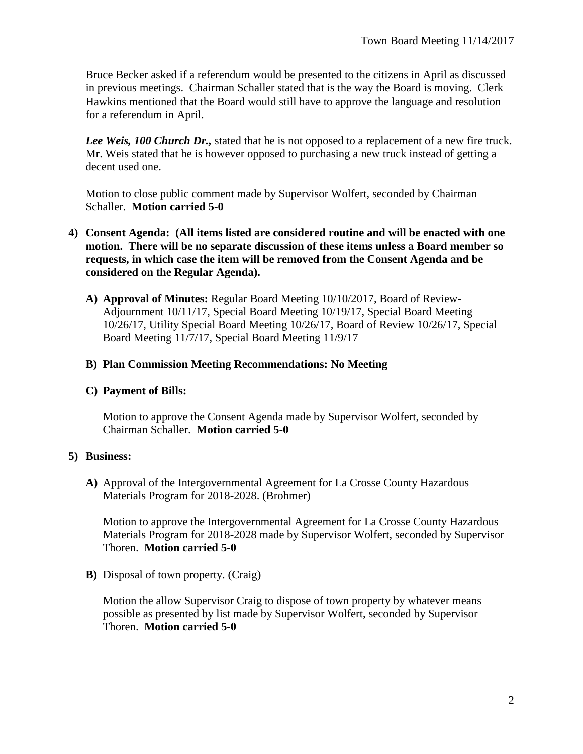Bruce Becker asked if a referendum would be presented to the citizens in April as discussed in previous meetings. Chairman Schaller stated that is the way the Board is moving. Clerk Hawkins mentioned that the Board would still have to approve the language and resolution for a referendum in April.

***Lee Weis, 100 Church Dr.,*** stated that he is not opposed to a replacement of a new fire truck. Mr. Weis stated that he is however opposed to purchasing a new truck instead of getting a decent used one.

Motion to close public comment made by Supervisor Wolfert, seconded by Chairman Schaller. **Motion carried 5-0**

4) **Consent Agenda: (All items listed are considered routine and will be enacted with one motion. There will be no separate discussion of these items unless a Board member so requests, in which case the item will be removed from the Consent Agenda and be considered on the Regular Agenda).**

   A) **Approval of Minutes:** Regular Board Meeting 10/10/2017, Board of Review-Adjournment 10/11/17, Special Board Meeting 10/19/17, Special Board Meeting 10/26/17, Utility Special Board Meeting 10/26/17, Board of Review 10/26/17, Special Board Meeting 11/7/17, Special Board Meeting 11/9/17

   B) **Plan Commission Meeting Recommendations: No Meeting**

   C) **Payment of Bills:**

   Motion to approve the Consent Agenda made by Supervisor Wolfert, seconded by Chairman Schaller. **Motion carried 5-0**

5) **Business:**

   A) Approval of the Intergovernmental Agreement for La Crosse County Hazardous Materials Program for 2018-2028. (Brohmer)

   Motion to approve the Intergovernmental Agreement for La Crosse County Hazardous Materials Program for 2018-2028 made by Supervisor Wolfert, seconded by Supervisor Thoren. **Motion carried 5-0**

   B) Disposal of town property. (Craig)

   Motion the allow Supervisor Craig to dispose of town property by whatever means possible as presented by list made by Supervisor Wolfert, seconded by Supervisor Thoren. **Motion carried 5-0**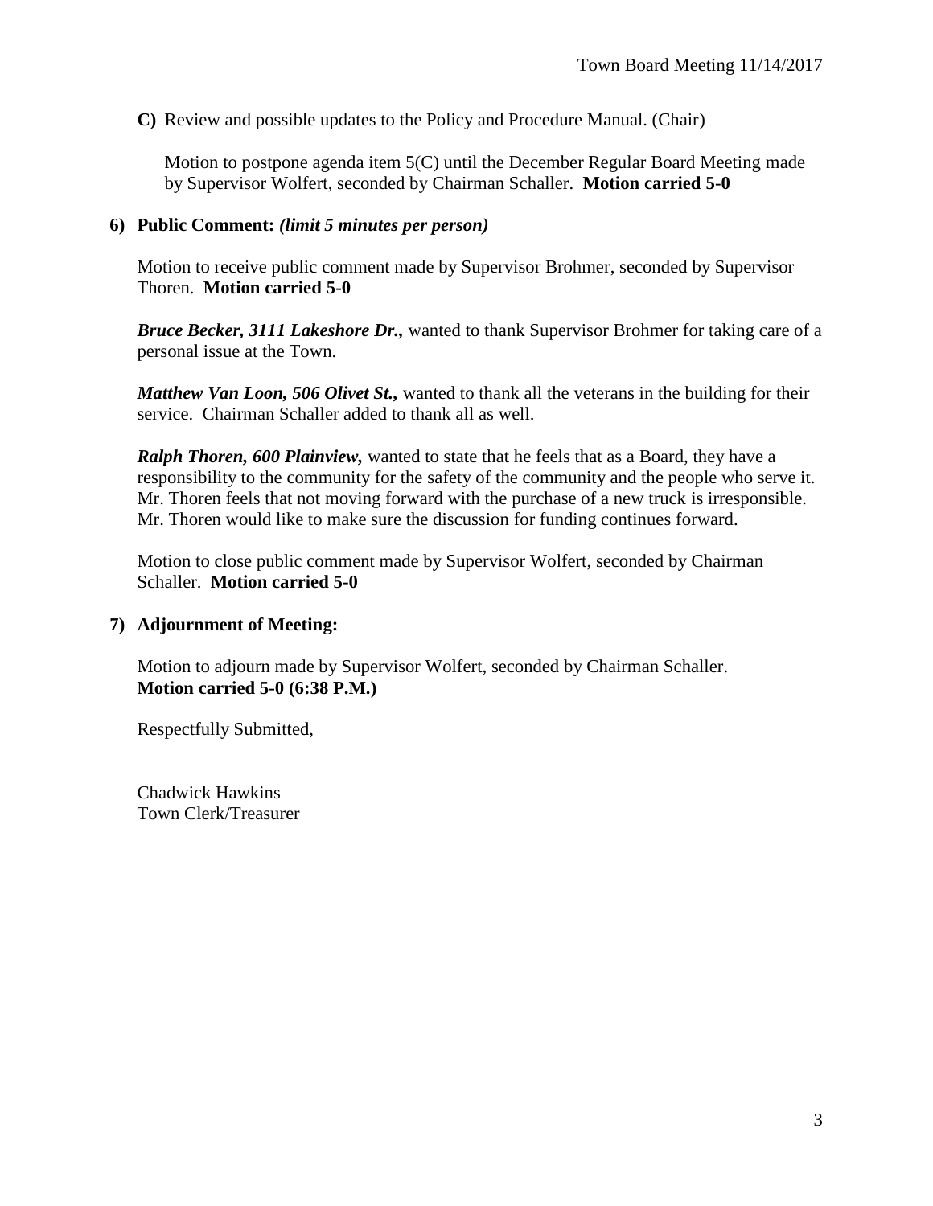**C)** Review and possible updates to the Policy and Procedure Manual. (Chair)

Motion to postpone agenda item 5(C) until the December Regular Board Meeting made by Supervisor Wolfert, seconded by Chairman Schaller. **Motion carried 5-0**

**6) Public Comment:** ***(limit 5 minutes per person)***

Motion to receive public comment made by Supervisor Brohmer, seconded by Supervisor Thoren. **Motion carried 5-0**

***Bruce Becker, 3111 Lakeshore Dr.,*** wanted to thank Supervisor Brohmer for taking care of a personal issue at the Town.

***Matthew Van Loon, 506 Olivet St.,*** wanted to thank all the veterans in the building for their service. Chairman Schaller added to thank all as well.

***Ralph Thoren, 600 Plainview,*** wanted to state that he feels that as a Board, they have a responsibility to the community for the safety of the community and the people who serve it. Mr. Thoren feels that not moving forward with the purchase of a new truck is irresponsible. Mr. Thoren would like to make sure the discussion for funding continues forward.

Motion to close public comment made by Supervisor Wolfert, seconded by Chairman Schaller. **Motion carried 5-0**

**7) Adjournment of Meeting:**

Motion to adjourn made by Supervisor Wolfert, seconded by Chairman Schaller.
**Motion carried 5-0 (6:38 P.M.)**

Respectfully Submitted,

Chadwick Hawkins
Town Clerk/Treasurer